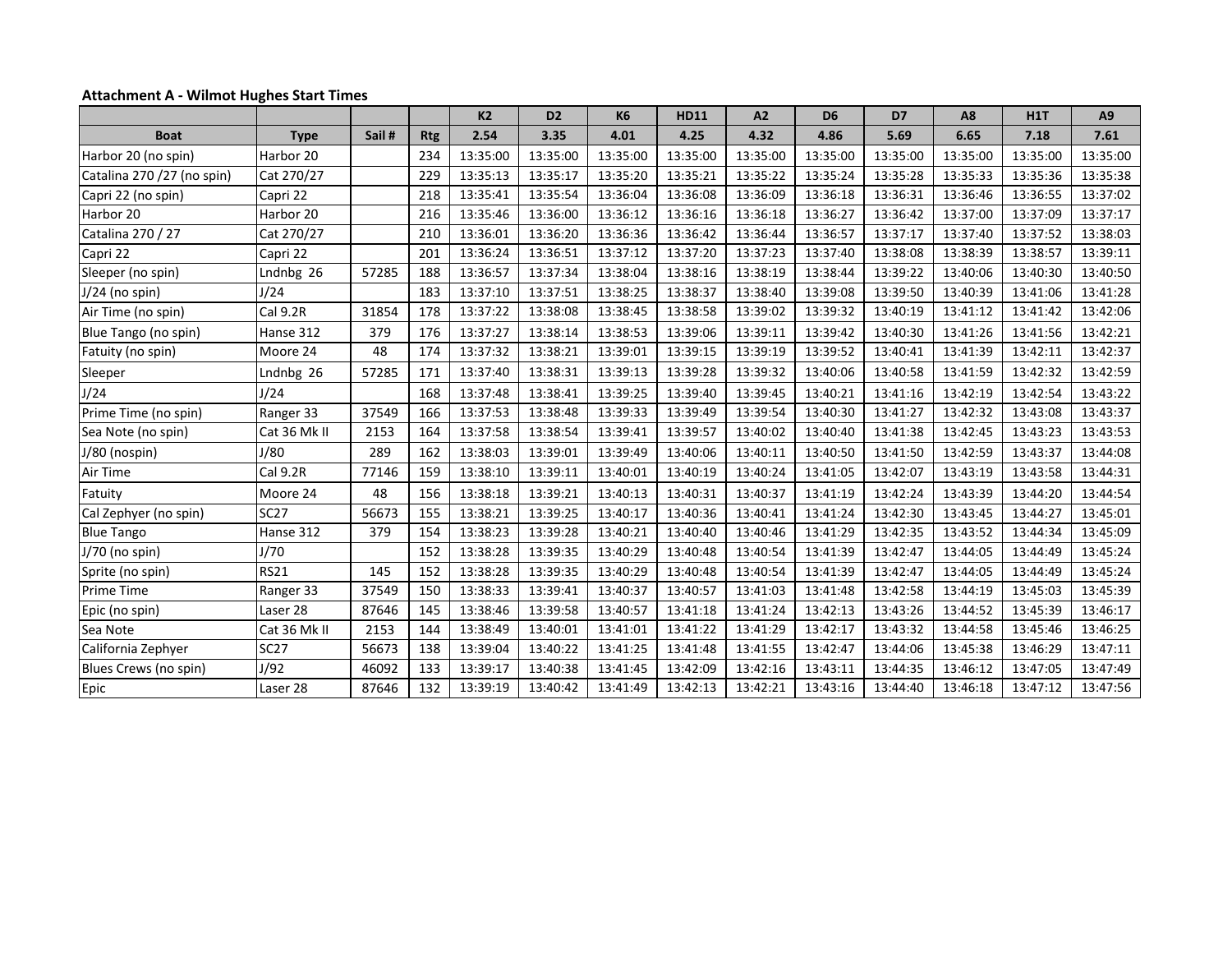**Attachment A - Wilmot Hughes Start Times**

| | | | | K2 | D2 | K6 | HD11 | A2 | D6 | D7 | A8 | H1T | A9 |
|---|---|---|---|---|---|---|---|---|---|---|---|---|---|
| **Boat** | **Type** | **Sail #** | **Rtg** | **2.54** | **3.35** | **4.01** | **4.25** | **4.32** | **4.86** | **5.69** | **6.65** | **7.18** | **7.61** |
| Harbor 20 (no spin) | Harbor 20 | | 234 | 13:35:00 | 13:35:00 | 13:35:00 | 13:35:00 | 13:35:00 | 13:35:00 | 13:35:00 | 13:35:00 | 13:35:00 | 13:35:00 |
| Catalina 270 /27 (no spin) | Cat 270/27 | | 229 | 13:35:13 | 13:35:17 | 13:35:20 | 13:35:21 | 13:35:22 | 13:35:24 | 13:35:28 | 13:35:33 | 13:35:36 | 13:35:38 |
| Capri 22 (no spin) | Capri 22 | | 218 | 13:35:41 | 13:35:54 | 13:36:04 | 13:36:08 | 13:36:09 | 13:36:18 | 13:36:31 | 13:36:46 | 13:36:55 | 13:37:02 |
| Harbor 20 | Harbor 20 | | 216 | 13:35:46 | 13:36:00 | 13:36:12 | 13:36:16 | 13:36:18 | 13:36:27 | 13:36:42 | 13:37:00 | 13:37:09 | 13:37:17 |
| Catalina 270 / 27 | Cat 270/27 | | 210 | 13:36:01 | 13:36:20 | 13:36:36 | 13:36:42 | 13:36:44 | 13:36:57 | 13:37:17 | 13:37:40 | 13:37:52 | 13:38:03 |
| Capri 22 | Capri 22 | | 201 | 13:36:24 | 13:36:51 | 13:37:12 | 13:37:20 | 13:37:23 | 13:37:40 | 13:38:08 | 13:38:39 | 13:38:57 | 13:39:11 |
| Sleeper (no spin) | Lndnbg 26 | 57285 | 188 | 13:36:57 | 13:37:34 | 13:38:04 | 13:38:16 | 13:38:19 | 13:38:44 | 13:39:22 | 13:40:06 | 13:40:30 | 13:40:50 |
| J/24 (no spin) | J/24 | | 183 | 13:37:10 | 13:37:51 | 13:38:25 | 13:38:37 | 13:38:40 | 13:39:08 | 13:39:50 | 13:40:39 | 13:41:06 | 13:41:28 |
| Air Time (no spin) | Cal 9.2R | 31854 | 178 | 13:37:22 | 13:38:08 | 13:38:45 | 13:38:58 | 13:39:02 | 13:39:32 | 13:40:19 | 13:41:12 | 13:41:42 | 13:42:06 |
| Blue Tango (no spin) | Hanse 312 | 379 | 176 | 13:37:27 | 13:38:14 | 13:38:53 | 13:39:06 | 13:39:11 | 13:39:42 | 13:40:30 | 13:41:26 | 13:41:56 | 13:42:21 |
| Fatuity (no spin) | Moore 24 | 48 | 174 | 13:37:32 | 13:38:21 | 13:39:01 | 13:39:15 | 13:39:19 | 13:39:52 | 13:40:41 | 13:41:39 | 13:42:11 | 13:42:37 |
| Sleeper | Lndnbg 26 | 57285 | 171 | 13:37:40 | 13:38:31 | 13:39:13 | 13:39:28 | 13:39:32 | 13:40:06 | 13:40:58 | 13:41:59 | 13:42:32 | 13:42:59 |
| J/24 | J/24 | | 168 | 13:37:48 | 13:38:41 | 13:39:25 | 13:39:40 | 13:39:45 | 13:40:21 | 13:41:16 | 13:42:19 | 13:42:54 | 13:43:22 |
| Prime Time (no spin) | Ranger 33 | 37549 | 166 | 13:37:53 | 13:38:48 | 13:39:33 | 13:39:49 | 13:39:54 | 13:40:30 | 13:41:27 | 13:42:32 | 13:43:08 | 13:43:37 |
| Sea Note (no spin) | Cat 36 Mk II | 2153 | 164 | 13:37:58 | 13:38:54 | 13:39:41 | 13:39:57 | 13:40:02 | 13:40:40 | 13:41:38 | 13:42:45 | 13:43:23 | 13:43:53 |
| J/80 (nospin) | J/80 | 289 | 162 | 13:38:03 | 13:39:01 | 13:39:49 | 13:40:06 | 13:40:11 | 13:40:50 | 13:41:50 | 13:42:59 | 13:43:37 | 13:44:08 |
| Air Time | Cal 9.2R | 77146 | 159 | 13:38:10 | 13:39:11 | 13:40:01 | 13:40:19 | 13:40:24 | 13:41:05 | 13:42:07 | 13:43:19 | 13:43:58 | 13:44:31 |
| Fatuity | Moore 24 | 48 | 156 | 13:38:18 | 13:39:21 | 13:40:13 | 13:40:31 | 13:40:37 | 13:41:19 | 13:42:24 | 13:43:39 | 13:44:20 | 13:44:54 |
| Cal Zephyer (no spin) | SC27 | 56673 | 155 | 13:38:21 | 13:39:25 | 13:40:17 | 13:40:36 | 13:40:41 | 13:41:24 | 13:42:30 | 13:43:45 | 13:44:27 | 13:45:01 |
| Blue Tango | Hanse 312 | 379 | 154 | 13:38:23 | 13:39:28 | 13:40:21 | 13:40:40 | 13:40:46 | 13:41:29 | 13:42:35 | 13:43:52 | 13:44:34 | 13:45:09 |
| J/70 (no spin) | J/70 | | 152 | 13:38:28 | 13:39:35 | 13:40:29 | 13:40:48 | 13:40:54 | 13:41:39 | 13:42:47 | 13:44:05 | 13:44:49 | 13:45:24 |
| Sprite (no spin) | RS21 | 145 | 152 | 13:38:28 | 13:39:35 | 13:40:29 | 13:40:48 | 13:40:54 | 13:41:39 | 13:42:47 | 13:44:05 | 13:44:49 | 13:45:24 |
| Prime Time | Ranger 33 | 37549 | 150 | 13:38:33 | 13:39:41 | 13:40:37 | 13:40:57 | 13:41:03 | 13:41:48 | 13:42:58 | 13:44:19 | 13:45:03 | 13:45:39 |
| Epic (no spin) | Laser 28 | 87646 | 145 | 13:38:46 | 13:39:58 | 13:40:57 | 13:41:18 | 13:41:24 | 13:42:13 | 13:43:26 | 13:44:52 | 13:45:39 | 13:46:17 |
| Sea Note | Cat 36 Mk II | 2153 | 144 | 13:38:49 | 13:40:01 | 13:41:01 | 13:41:22 | 13:41:29 | 13:42:17 | 13:43:32 | 13:44:58 | 13:45:46 | 13:46:25 |
| California Zephyer | SC27 | 56673 | 138 | 13:39:04 | 13:40:22 | 13:41:25 | 13:41:48 | 13:41:55 | 13:42:47 | 13:44:06 | 13:45:38 | 13:46:29 | 13:47:11 |
| Blues Crews (no spin) | J/92 | 46092 | 133 | 13:39:17 | 13:40:38 | 13:41:45 | 13:42:09 | 13:42:16 | 13:43:11 | 13:44:35 | 13:46:12 | 13:47:05 | 13:47:49 |
| Epic | Laser 28 | 87646 | 132 | 13:39:19 | 13:40:42 | 13:41:49 | 13:42:13 | 13:42:21 | 13:43:16 | 13:44:40 | 13:46:18 | 13:47:12 | 13:47:56 |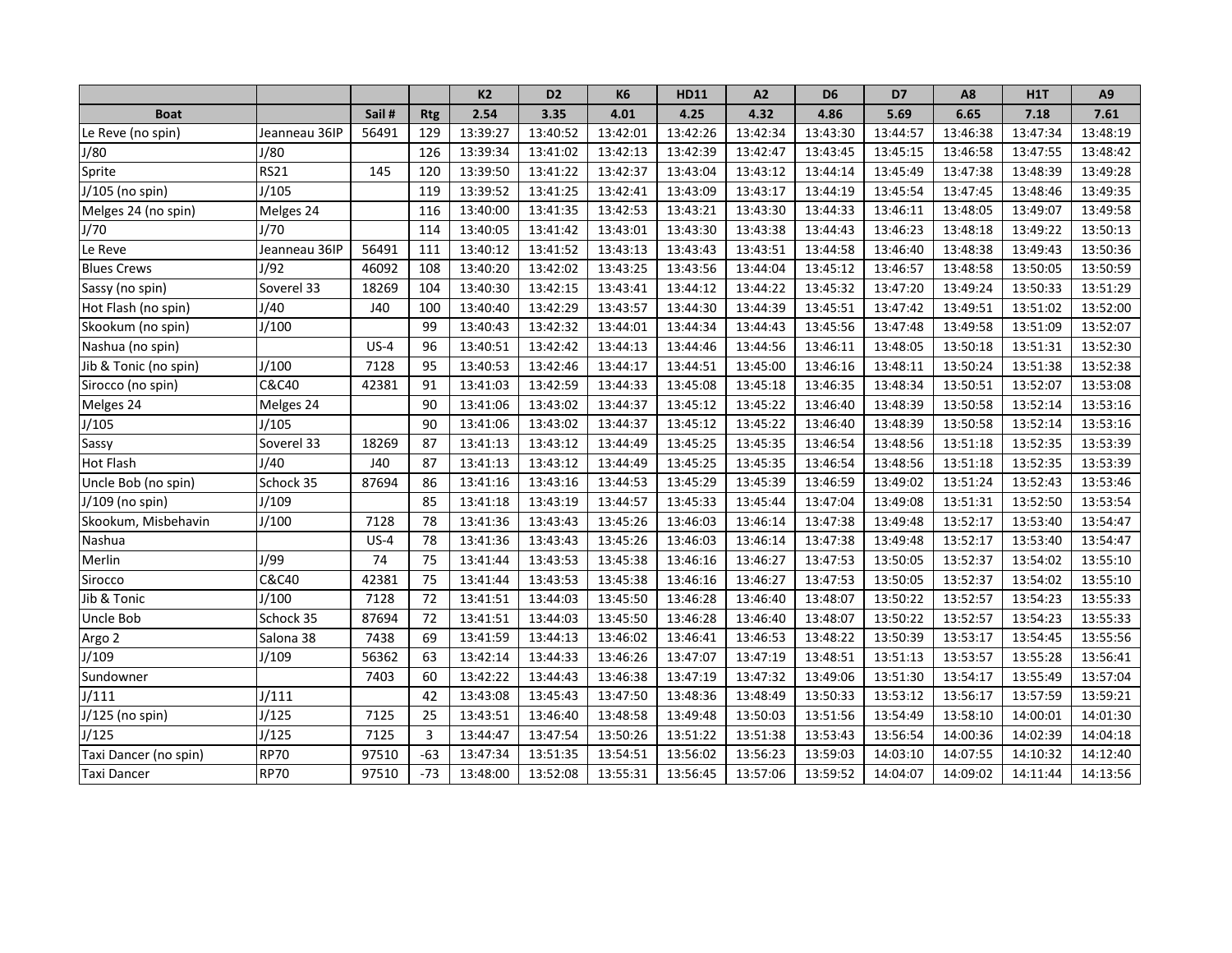| | | | | K2 | D2 | K6 | HD11 | A2 | D6 | D7 | A8 | H1T | A9 |
|---|---|---|---|---|---|---|---|---|---|---|---|---|---|
| **Boat** | | **Sail #** | **Rtg** | **2.54** | **3.35** | **4.01** | **4.25** | **4.32** | **4.86** | **5.69** | **6.65** | **7.18** | **7.61** |
| Le Reve (no spin) | Jeanneau 36IP | 56491 | 129 | 13:39:27 | 13:40:52 | 13:42:01 | 13:42:26 | 13:42:34 | 13:43:30 | 13:44:57 | 13:46:38 | 13:47:34 | 13:48:19 |
| J/80 | J/80 | | 126 | 13:39:34 | 13:41:02 | 13:42:13 | 13:42:39 | 13:42:47 | 13:43:45 | 13:45:15 | 13:46:58 | 13:47:55 | 13:48:42 |
| Sprite | RS21 | 145 | 120 | 13:39:50 | 13:41:22 | 13:42:37 | 13:43:04 | 13:43:12 | 13:44:14 | 13:45:49 | 13:47:38 | 13:48:39 | 13:49:28 |
| J/105 (no spin) | J/105 | | 119 | 13:39:52 | 13:41:25 | 13:42:41 | 13:43:09 | 13:43:17 | 13:44:19 | 13:45:54 | 13:47:45 | 13:48:46 | 13:49:35 |
| Melges 24 (no spin) | Melges 24 | | 116 | 13:40:00 | 13:41:35 | 13:42:53 | 13:43:21 | 13:43:30 | 13:44:33 | 13:46:11 | 13:48:05 | 13:49:07 | 13:49:58 |
| J/70 | J/70 | | 114 | 13:40:05 | 13:41:42 | 13:43:01 | 13:43:30 | 13:43:38 | 13:44:43 | 13:46:23 | 13:48:18 | 13:49:22 | 13:50:13 |
| Le Reve | Jeanneau 36IP | 56491 | 111 | 13:40:12 | 13:41:52 | 13:43:13 | 13:43:43 | 13:43:51 | 13:44:58 | 13:46:40 | 13:48:38 | 13:49:43 | 13:50:36 |
| Blues Crews | J/92 | 46092 | 108 | 13:40:20 | 13:42:02 | 13:43:25 | 13:43:56 | 13:44:04 | 13:45:12 | 13:46:57 | 13:48:58 | 13:50:05 | 13:50:59 |
| Sassy (no spin) | Soverel 33 | 18269 | 104 | 13:40:30 | 13:42:15 | 13:43:41 | 13:44:12 | 13:44:22 | 13:45:32 | 13:47:20 | 13:49:24 | 13:50:33 | 13:51:29 |
| Hot Flash (no spin) | J/40 | J40 | 100 | 13:40:40 | 13:42:29 | 13:43:57 | 13:44:30 | 13:44:39 | 13:45:51 | 13:47:42 | 13:49:51 | 13:51:02 | 13:52:00 |
| Skookum (no spin) | J/100 | | 99 | 13:40:43 | 13:42:32 | 13:44:01 | 13:44:34 | 13:44:43 | 13:45:56 | 13:47:48 | 13:49:58 | 13:51:09 | 13:52:07 |
| Nashua (no spin) | | US-4 | 96 | 13:40:51 | 13:42:42 | 13:44:13 | 13:44:46 | 13:44:56 | 13:46:11 | 13:48:05 | 13:50:18 | 13:51:31 | 13:52:30 |
| Jib & Tonic (no spin) | J/100 | 7128 | 95 | 13:40:53 | 13:42:46 | 13:44:17 | 13:44:51 | 13:45:00 | 13:46:16 | 13:48:11 | 13:50:24 | 13:51:38 | 13:52:38 |
| Sirocco (no spin) | C&C40 | 42381 | 91 | 13:41:03 | 13:42:59 | 13:44:33 | 13:45:08 | 13:45:18 | 13:46:35 | 13:48:34 | 13:50:51 | 13:52:07 | 13:53:08 |
| Melges 24 | Melges 24 | | 90 | 13:41:06 | 13:43:02 | 13:44:37 | 13:45:12 | 13:45:22 | 13:46:40 | 13:48:39 | 13:50:58 | 13:52:14 | 13:53:16 |
| J/105 | J/105 | | 90 | 13:41:06 | 13:43:02 | 13:44:37 | 13:45:12 | 13:45:22 | 13:46:40 | 13:48:39 | 13:50:58 | 13:52:14 | 13:53:16 |
| Sassy | Soverel 33 | 18269 | 87 | 13:41:13 | 13:43:12 | 13:44:49 | 13:45:25 | 13:45:35 | 13:46:54 | 13:48:56 | 13:51:18 | 13:52:35 | 13:53:39 |
| Hot Flash | J/40 | J40 | 87 | 13:41:13 | 13:43:12 | 13:44:49 | 13:45:25 | 13:45:35 | 13:46:54 | 13:48:56 | 13:51:18 | 13:52:35 | 13:53:39 |
| Uncle Bob (no spin) | Schock 35 | 87694 | 86 | 13:41:16 | 13:43:16 | 13:44:53 | 13:45:29 | 13:45:39 | 13:46:59 | 13:49:02 | 13:51:24 | 13:52:43 | 13:53:46 |
| J/109 (no spin) | J/109 | | 85 | 13:41:18 | 13:43:19 | 13:44:57 | 13:45:33 | 13:45:44 | 13:47:04 | 13:49:08 | 13:51:31 | 13:52:50 | 13:53:54 |
| Skookum, Misbehavin | J/100 | 7128 | 78 | 13:41:36 | 13:43:43 | 13:45:26 | 13:46:03 | 13:46:14 | 13:47:38 | 13:49:48 | 13:52:17 | 13:53:40 | 13:54:47 |
| Nashua | | US-4 | 78 | 13:41:36 | 13:43:43 | 13:45:26 | 13:46:03 | 13:46:14 | 13:47:38 | 13:49:48 | 13:52:17 | 13:53:40 | 13:54:47 |
| Merlin | J/99 | 74 | 75 | 13:41:44 | 13:43:53 | 13:45:38 | 13:46:16 | 13:46:27 | 13:47:53 | 13:50:05 | 13:52:37 | 13:54:02 | 13:55:10 |
| Sirocco | C&C40 | 42381 | 75 | 13:41:44 | 13:43:53 | 13:45:38 | 13:46:16 | 13:46:27 | 13:47:53 | 13:50:05 | 13:52:37 | 13:54:02 | 13:55:10 |
| Jib & Tonic | J/100 | 7128 | 72 | 13:41:51 | 13:44:03 | 13:45:50 | 13:46:28 | 13:46:40 | 13:48:07 | 13:50:22 | 13:52:57 | 13:54:23 | 13:55:33 |
| Uncle Bob | Schock 35 | 87694 | 72 | 13:41:51 | 13:44:03 | 13:45:50 | 13:46:28 | 13:46:40 | 13:48:07 | 13:50:22 | 13:52:57 | 13:54:23 | 13:55:33 |
| Argo 2 | Salona 38 | 7438 | 69 | 13:41:59 | 13:44:13 | 13:46:02 | 13:46:41 | 13:46:53 | 13:48:22 | 13:50:39 | 13:53:17 | 13:54:45 | 13:55:56 |
| J/109 | J/109 | 56362 | 63 | 13:42:14 | 13:44:33 | 13:46:26 | 13:47:07 | 13:47:19 | 13:48:51 | 13:51:13 | 13:53:57 | 13:55:28 | 13:56:41 |
| Sundowner | | 7403 | 60 | 13:42:22 | 13:44:43 | 13:46:38 | 13:47:19 | 13:47:32 | 13:49:06 | 13:51:30 | 13:54:17 | 13:55:49 | 13:57:04 |
| J/111 | J/111 | | 42 | 13:43:08 | 13:45:43 | 13:47:50 | 13:48:36 | 13:48:49 | 13:50:33 | 13:53:12 | 13:56:17 | 13:57:59 | 13:59:21 |
| J/125 (no spin) | J/125 | 7125 | 25 | 13:43:51 | 13:46:40 | 13:48:58 | 13:49:48 | 13:50:03 | 13:51:56 | 13:54:49 | 13:58:10 | 14:00:01 | 14:01:30 |
| J/125 | J/125 | 7125 | 3 | 13:44:47 | 13:47:54 | 13:50:26 | 13:51:22 | 13:51:38 | 13:53:43 | 13:56:54 | 14:00:36 | 14:02:39 | 14:04:18 |
| Taxi Dancer (no spin) | RP70 | 97510 | -63 | 13:47:34 | 13:51:35 | 13:54:51 | 13:56:02 | 13:56:23 | 13:59:03 | 14:03:10 | 14:07:55 | 14:10:32 | 14:12:40 |
| Taxi Dancer | RP70 | 97510 | -73 | 13:48:00 | 13:52:08 | 13:55:31 | 13:56:45 | 13:57:06 | 13:59:52 | 14:04:07 | 14:09:02 | 14:11:44 | 14:13:56 |